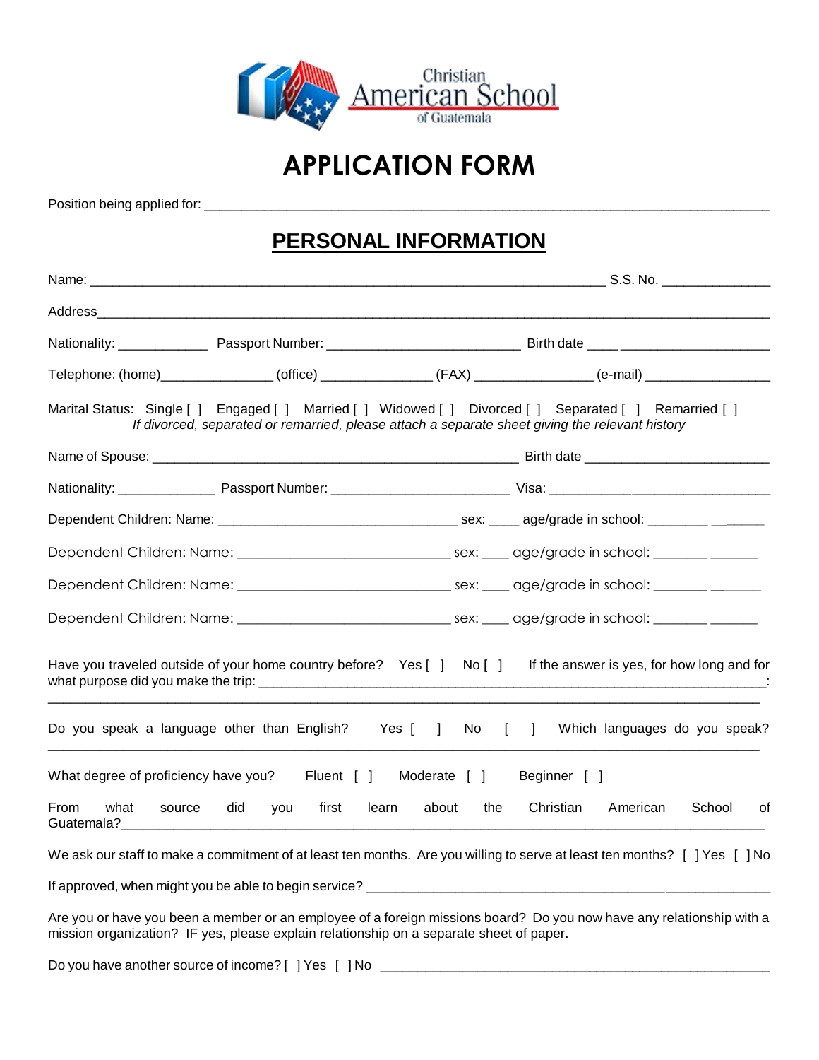Christian American School of Guatemala

# APPLICATION FORM

Position being applied for: ____________________________________________________________________________

## PERSONAL INFORMATION

Name: ____________________________________________________________________ S.S. No. ______________

Address______________________________________________________________________________________

Nationality: ____________ Passport Number: __________________________ Birth date ____ ____________________

Telephone: (home)_______________ (office) _______________ (FAX) ________________ (e-mail) _________________

Marital Status: Single [ ] Engaged [ ] Married [ ] Widowed [ ] Divorced [ ] Separated [ ] Remarried [ ]
*If divorced, separated or remarried, please attach a separate sheet giving the relevant history*

Name of Spouse: __________________________________________________ Birth date _________________________

Nationality: _____________ Passport Number: ________________________ Visa: _______________________________

Dependent Children: Name: ________________________________ sex: ____ age/grade in school: ________ ________

Dependent Children: Name: _____________________________ sex: ____ age/grade in school: _______ _______

Dependent Children: Name: _____________________________ sex: ____ age/grade in school: _______ _______

Dependent Children: Name: _____________________________ sex: ____ age/grade in school: _______ _______

Have you traveled outside of your home country before? Yes [ ] No [ ] If the answer is yes, for how long and for what purpose did you make the trip: ____________________________________________________________________:
_______________________________________________________________________________________________

Do you speak a language other than English? Yes [ ] No [ ] Which languages do you speak?
_______________________________________________________________________________________________

What degree of proficiency have you? Fluent [ ] Moderate [ ] Beginner [ ]

From what source did you first learn about the Christian American School of Guatemala?____________________________________________________________________________

We ask our staff to make a commitment of at least ten months. Are you willing to serve at least ten months? [ ] Yes [ ] No

If approved, when might you be able to begin service? _______________________________________________________

Are you or have you been a member or an employee of a foreign missions board? Do you now have any relationship with a mission organization? IF yes, please explain relationship on a separate sheet of paper.

Do you have another source of income? [ ] Yes [ ] No ______________________________________________________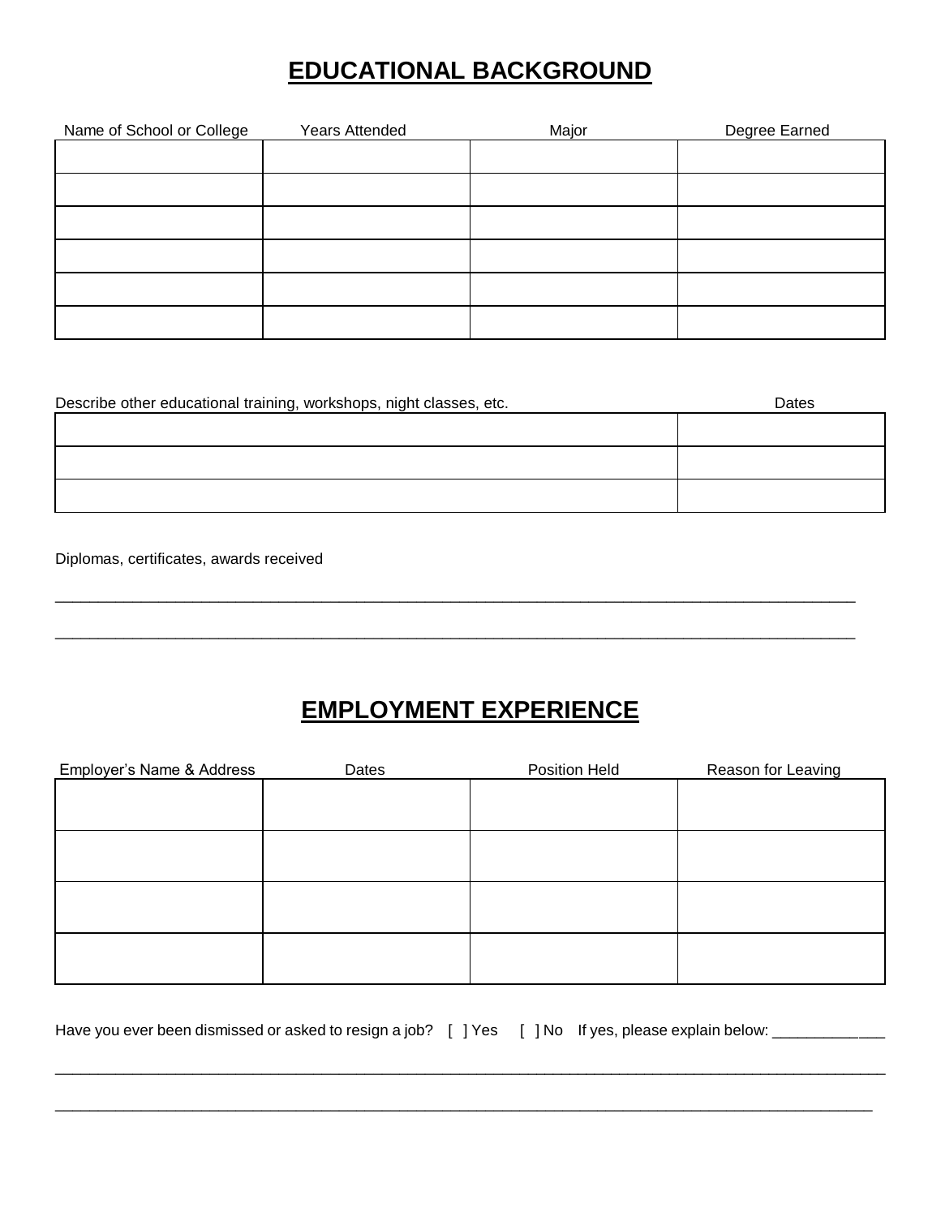# EDUCATIONAL BACKGROUND

| Name of School or College | Years Attended | Major | Degree Earned |
|---|---|---|---|
| | | | |
| | | | |
| | | | |
| | | | |
| | | | |
| | | | |

| Describe other educational training, workshops, night classes, etc. | Dates |
|---|---|
| | |
| | |
| | |

Diplomas, certificates, awards received

_______________________________________________________________________________________

_______________________________________________________________________________________

# EMPLOYMENT EXPERIENCE

| Employer's Name & Address | Dates | Position Held | Reason for Leaving |
|---|---|---|---|
| | | | |
| | | | |
| | | | |
| | | | |

Have you ever been dismissed or asked to resign a job? [ ] Yes [ ] No If yes, please explain below: _____________

_______________________________________________________________________________________

_______________________________________________________________________________________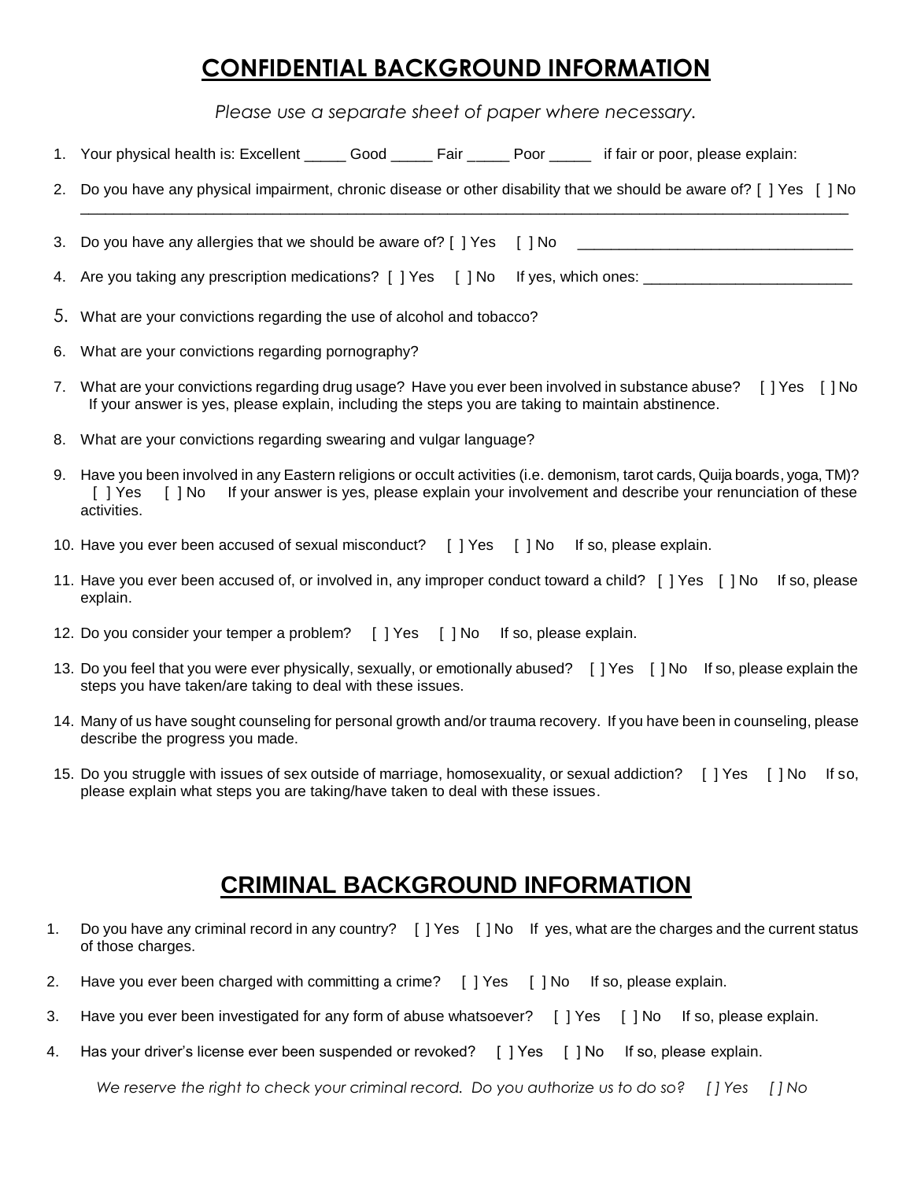# **CONFIDENTIAL BACKGROUND INFORMATION**

*Please use a separate sheet of paper where necessary.*

1. Your physical health is: Excellent _____ Good _____ Fair _____ Poor _____ if fair or poor, please explain:
2. Do you have any physical impairment, chronic disease or other disability that we should be aware of? [ ] Yes [ ] No
   ________________________________________________________________________________________________
3. Do you have any allergies that we should be aware of? [ ] Yes [ ] No ________________________________
4. Are you taking any prescription medications? [ ] Yes [ ] No If yes, which ones: ________________________
5. What are your convictions regarding the use of alcohol and tobacco?
6. What are your convictions regarding pornography?
7. What are your convictions regarding drug usage? Have you ever been involved in substance abuse? [ ] Yes [ ] No If your answer is yes, please explain, including the steps you are taking to maintain abstinence.
8. What are your convictions regarding swearing and vulgar language?
9. Have you been involved in any Eastern religions or occult activities (i.e. demonism, tarot cards, Quija boards, yoga, TM)? [ ] Yes [ ] No If your answer is yes, please explain your involvement and describe your renunciation of these activities.
10. Have you ever been accused of sexual misconduct? [ ] Yes [ ] No If so, please explain.
11. Have you ever been accused of, or involved in, any improper conduct toward a child? [ ] Yes [ ] No If so, please explain.
12. Do you consider your temper a problem? [ ] Yes [ ] No If so, please explain.
13. Do you feel that you were ever physically, sexually, or emotionally abused? [ ] Yes [ ] No If so, please explain the steps you have taken/are taking to deal with these issues.
14. Many of us have sought counseling for personal growth and/or trauma recovery. If you have been in counseling, please describe the progress you made.
15. Do you struggle with issues of sex outside of marriage, homosexuality, or sexual addiction? [ ] Yes [ ] No If so, please explain what steps you are taking/have taken to deal with these issues.

# **CRIMINAL BACKGROUND INFORMATION**

1. Do you have any criminal record in any country? [ ] Yes [ ] No If yes, what are the charges and the current status of those charges.
2. Have you ever been charged with committing a crime? [ ] Yes [ ] No If so, please explain.
3. Have you ever been investigated for any form of abuse whatsoever? [ ] Yes [ ] No If so, please explain.
4. Has your driver's license ever been suspended or revoked? [ ] Yes [ ] No If so, please explain.

*We reserve the right to check your criminal record. Do you authorize us to do so? [ ] Yes [ ] No*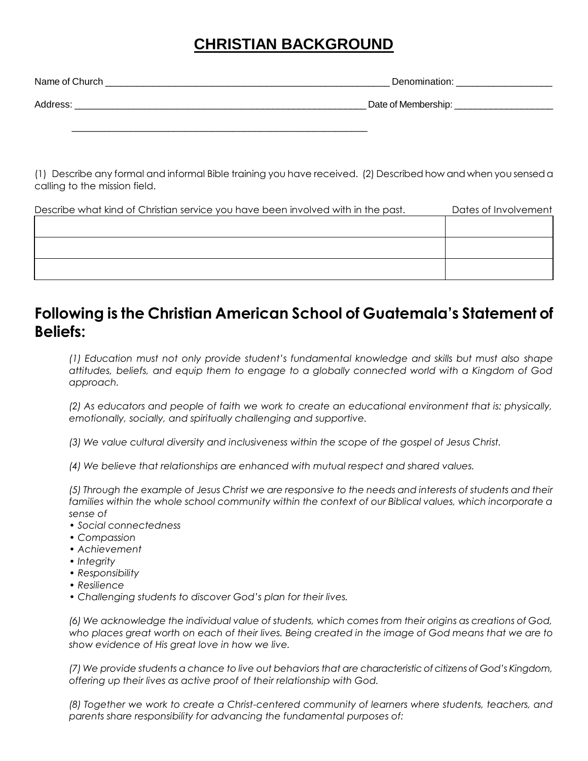# CHRISTIAN BACKGROUND

Name of Church ________________________________________________________ Denomination: __________________

Address: __________________________________________________________ Date of Membership: ___________________

_____________________________________________________________

(1) Describe any formal and informal Bible training you have received. (2) Described how and when you sensed a calling to the mission field.

| Describe what kind of Christian service you have been involved with in the past. | Dates of Involvement |
|---|---|
| | |
| | |
| | |

## Following is the Christian American School of Guatemala's Statement of Beliefs:

*(1) Education must not only provide student's fundamental knowledge and skills but must also shape attitudes, beliefs, and equip them to engage to a globally connected world with a Kingdom of God approach.*

*(2) As educators and people of faith we work to create an educational environment that is: physically, emotionally, socially, and spiritually challenging and supportive.*

*(3) We value cultural diversity and inclusiveness within the scope of the gospel of Jesus Christ.*

*(4) We believe that relationships are enhanced with mutual respect and shared values.*

*(5) Through the example of Jesus Christ we are responsive to the needs and interests of students and their families within the whole school community within the context of our Biblical values, which incorporate a sense of*

- *Social connectedness*
- *Compassion*
- *Achievement*
- *Integrity*
- *Responsibility*
- *Resilience*
- *Challenging students to discover God's plan for their lives.*

*(6) We acknowledge the individual value of students, which comes from their origins as creations of God, who places great worth on each of their lives. Being created in the image of God means that we are to show evidence of His great love in how we live.*

*(7) We provide students a chance to live out behaviors that are characteristic of citizens of God's Kingdom, offering up their lives as active proof of their relationship with God.*

*(8) Together we work to create a Christ-centered community of learners where students, teachers, and parents share responsibility for advancing the fundamental purposes of:*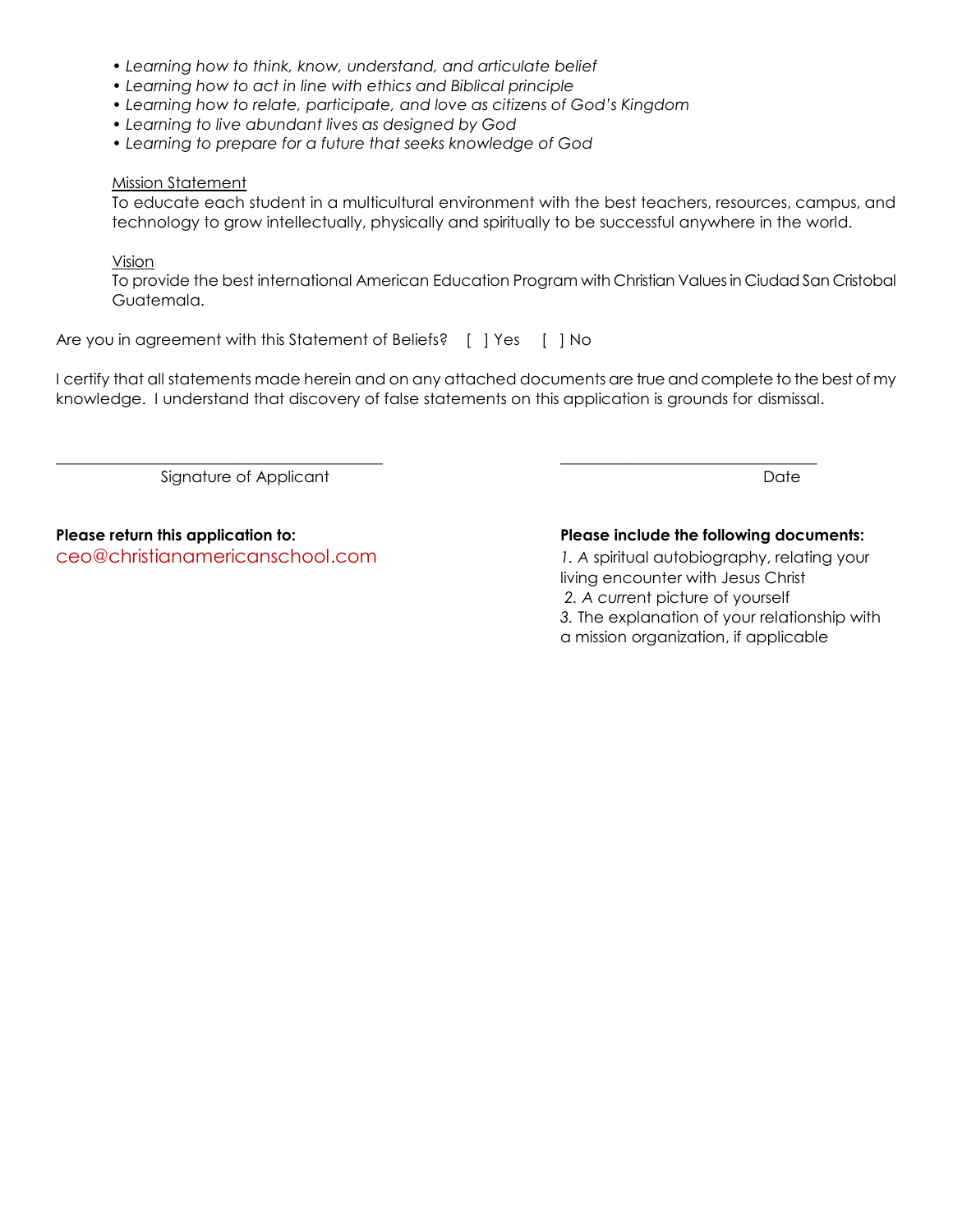- *Learning how to think, know, understand, and articulate belief*
- *Learning how to act in line with ethics and Biblical principle*
- *Learning how to relate, participate, and love as citizens of God's Kingdom*
- *Learning to live abundant lives as designed by God*
- *Learning to prepare for a future that seeks knowledge of God*

Mission Statement

To educate each student in a multicultural environment with the best teachers, resources, campus, and technology to grow intellectually, physically and spiritually to be successful anywhere in the world.

Vision

To provide the best international American Education Program with Christian Values in Ciudad San Cristobal Guatemala.

Are you in agreement with this Statement of Beliefs? [ ] Yes [ ] No

I certify that all statements made herein and on any attached documents are true and complete to the best of my knowledge. I understand that discovery of false statements on this application is grounds for dismissal.

\_\_\_\_\_\_\_\_\_\_\_\_\_\_\_\_\_\_\_\_\_\_\_\_\_\_\_\_\_\_\_\_\_\_\_\_\_\_\_\_ 
Signature of Applicant

\_\_\_\_\_\_\_\_\_\_\_\_\_\_\_\_\_\_\_\_\_\_\_\_\_\_\_\_\_\_\_\_ 
Date

**Please return this application to:**

ceo@christianamericanschool.com

**Please include the following documents:**

1. A spiritual autobiography, relating your living encounter with Jesus Christ
2. A current picture of yourself
3. The explanation of your relationship with a mission organization, if applicable